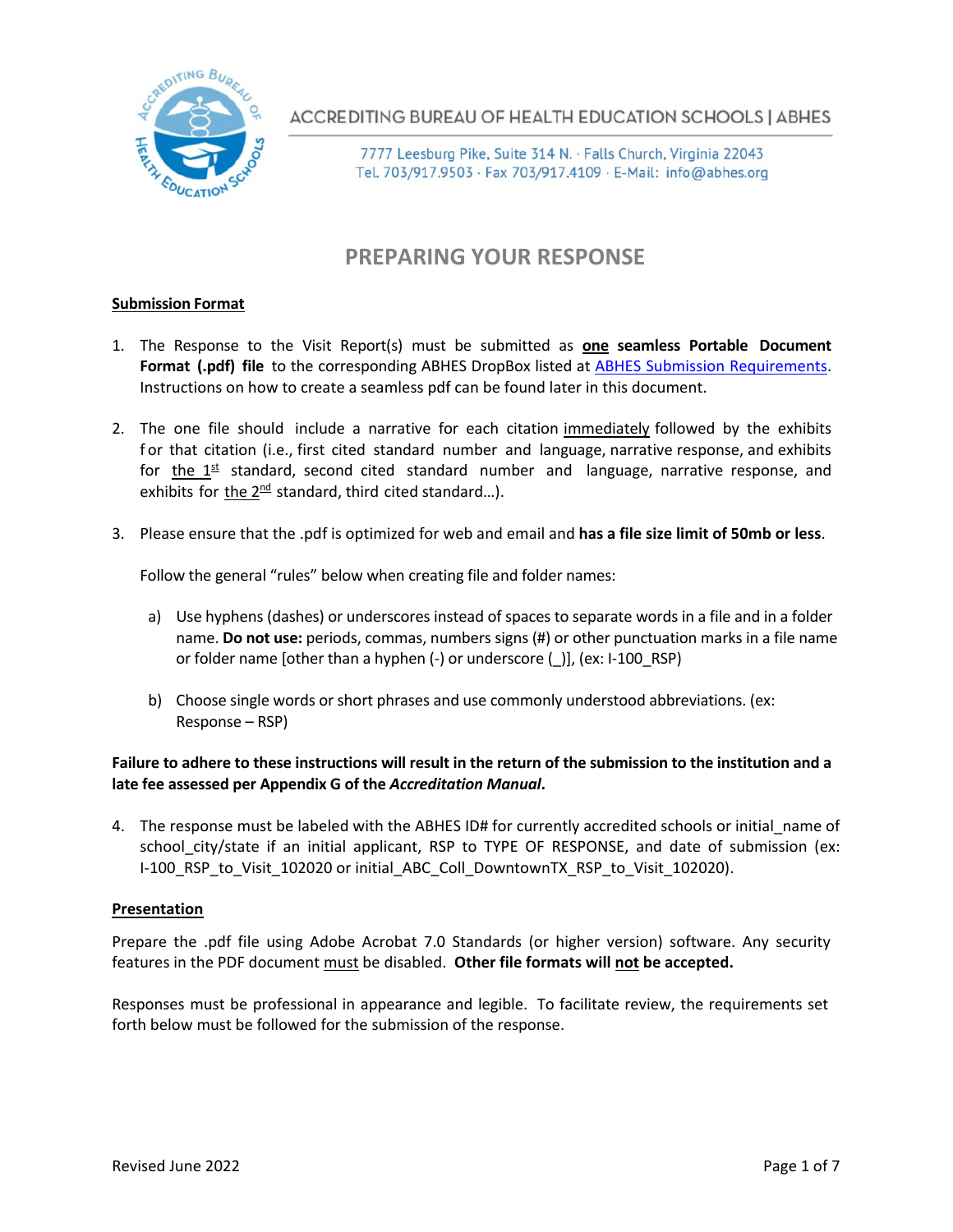ACCREDITING BUREAU OF HEALTH EDUCATION SCHOOLS | ABHES

7777 Leesburg Pike, Suite 314 N. · Falls Church, Virginia 22043
Tel. 703/917.9503 · Fax 703/917.4109 · E-Mail: info@abhes.org

# PREPARING YOUR RESPONSE

## Submission Format

1. The Response to the Visit Report(s) must be submitted as **one seamless Portable Document Format (.pdf) file** to the corresponding ABHES DropBox listed at [ABHES Submission Requirements](). Instructions on how to create a seamless pdf can be found later in this document.

2. The one file should include a narrative for each citation immediately followed by the exhibits for that citation (i.e., first cited standard number and language, narrative response, and exhibits for the 1st standard, second cited standard number and language, narrative response, and exhibits for the 2nd standard, third cited standard…).

3. Please ensure that the .pdf is optimized for web and email and **has a file size limit of 50mb or less**.

   Follow the general "rules" below when creating file and folder names:

   a) Use hyphens (dashes) or underscores instead of spaces to separate words in a file and in a folder name. **Do not use:** periods, commas, numbers signs (#) or other punctuation marks in a file name or folder name [other than a hyphen (-) or underscore (_)], (ex: I-100_RSP)

   b) Choose single words or short phrases and use commonly understood abbreviations. (ex: Response – RSP)

**Failure to adhere to these instructions will result in the return of the submission to the institution and a late fee assessed per Appendix G of the *Accreditation Manual*.**

4. The response must be labeled with the ABHES ID# for currently accredited schools or initial_name of school_city/state if an initial applicant, RSP to TYPE OF RESPONSE, and date of submission (ex: I-100_RSP_to_Visit_102020 or initial_ABC_Coll_DowntownTX_RSP_to_Visit_102020).

## Presentation

Prepare the .pdf file using Adobe Acrobat 7.0 Standards (or higher version) software. Any security features in the PDF document must be disabled. **Other file formats will not be accepted.**

Responses must be professional in appearance and legible. To facilitate review, the requirements set forth below must be followed for the submission of the response.

Revised June 2022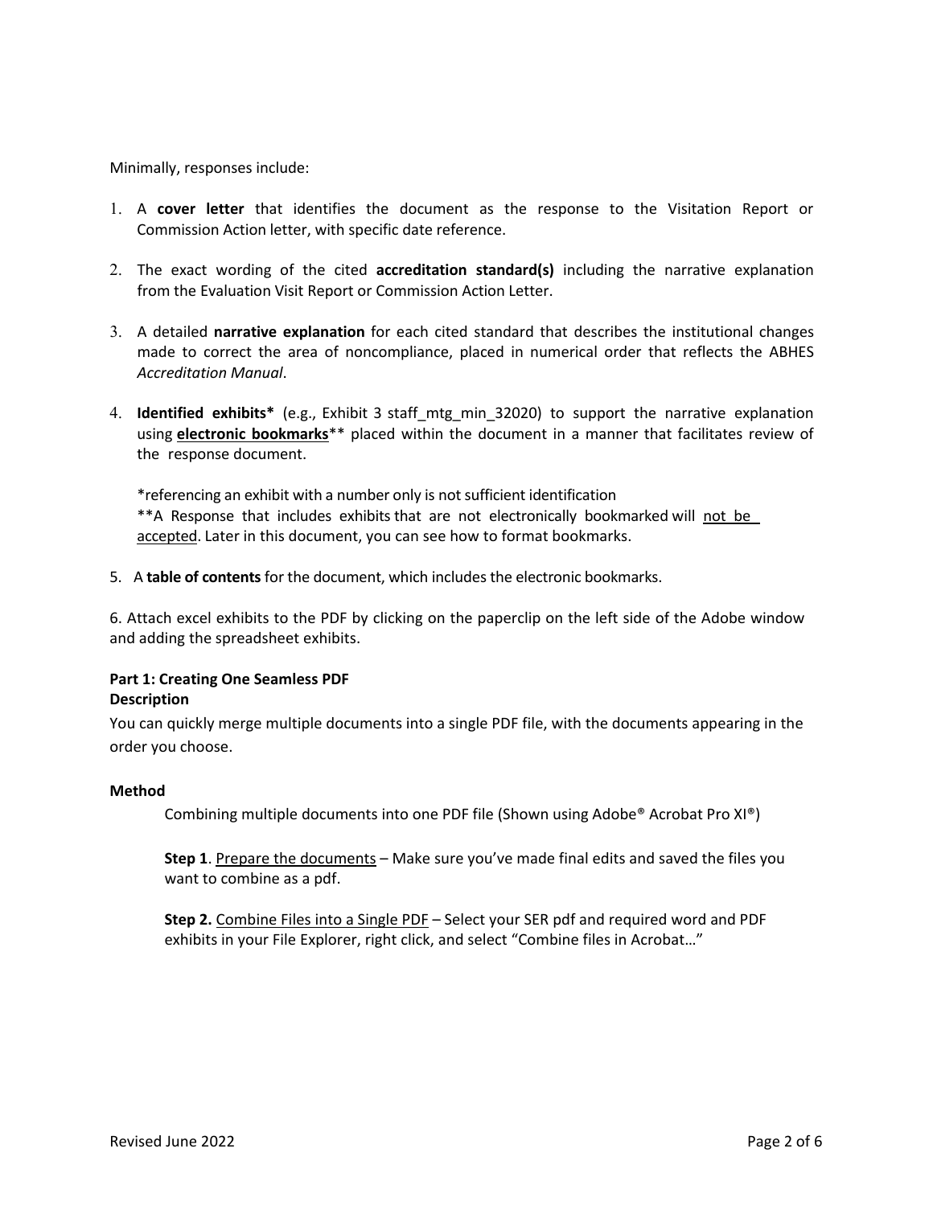Minimally, responses include:

1. A **cover letter** that identifies the document as the response to the Visitation Report or Commission Action letter, with specific date reference.

2. The exact wording of the cited **accreditation standard(s)** including the narrative explanation from the Evaluation Visit Report or Commission Action Letter.

3. A detailed **narrative explanation** for each cited standard that describes the institutional changes made to correct the area of noncompliance, placed in numerical order that reflects the ABHES *Accreditation Manual*.

4. **Identified exhibits*** (e.g., Exhibit 3 staff_mtg_min_32020) to support the narrative explanation using **<u>electronic bookmarks</u>**** placed within the document in a manner that facilitates review of the response document.

   *referencing an exhibit with a number only is not sufficient identification
   **A Response that includes exhibits that are not electronically bookmarked will <u>not be accepted</u>. Later in this document, you can see how to format bookmarks.

5. A **table of contents** for the document, which includes the electronic bookmarks.

6. Attach excel exhibits to the PDF by clicking on the paperclip on the left side of the Adobe window and adding the spreadsheet exhibits.

**Part 1: Creating One Seamless PDF**
**Description**

You can quickly merge multiple documents into a single PDF file, with the documents appearing in the order you choose.

**Method**

Combining multiple documents into one PDF file (Shown using Adobe® Acrobat Pro XI®)

**Step 1**. <u>Prepare the documents</u> – Make sure you've made final edits and saved the files you want to combine as a pdf.

**Step 2.** <u>Combine Files into a Single PDF</u> – Select your SER pdf and required word and PDF exhibits in your File Explorer, right click, and select "Combine files in Acrobat…"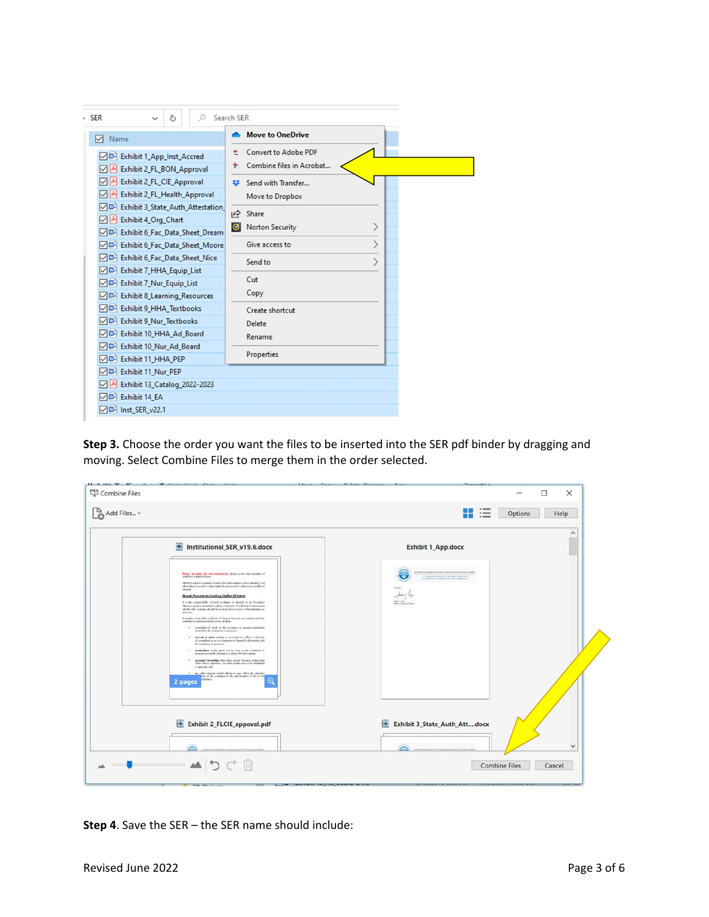**Step 3.** Choose the order you want the files to be inserted into the SER pdf binder by dragging and moving. Select Combine Files to merge them in the order selected.

**Step 4**. Save the SER – the SER name should include:

Revised June 2022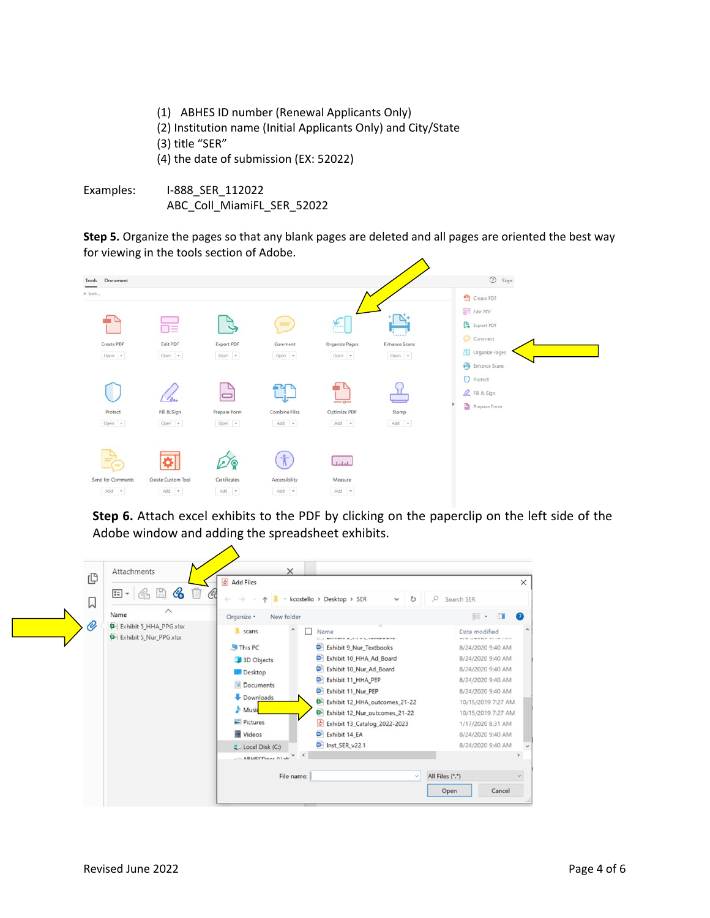(1) ABHES ID number (Renewal Applicants Only)
(2) Institution name (Initial Applicants Only) and City/State
(3) title “SER”
(4) the date of submission (EX: 52022)

Examples: I-888_SER_112022
ABC_Coll_MiamiFL_SER_52022

**Step 5.** Organize the pages so that any blank pages are deleted and all pages are oriented the best way for viewing in the tools section of Adobe.

**Step 6.** Attach excel exhibits to the PDF by clicking on the paperclip on the left side of the Adobe window and adding the spreadsheet exhibits.

Revised June 2022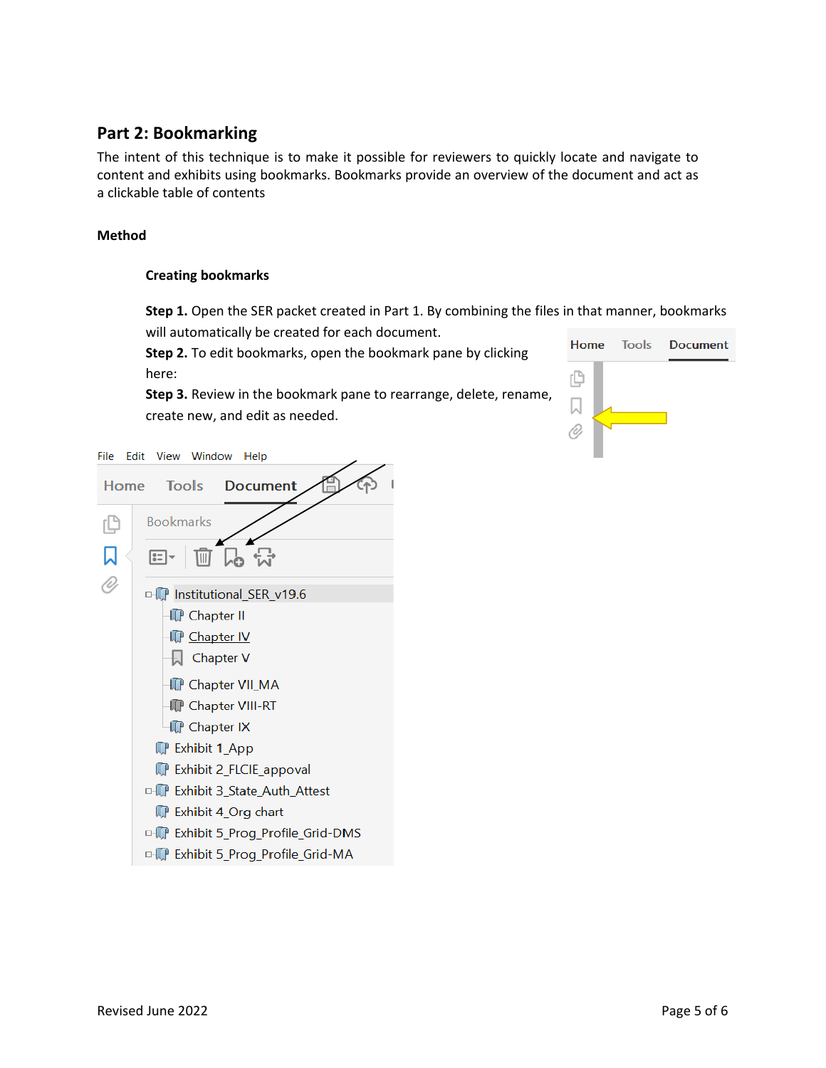## Part 2: Bookmarking

The intent of this technique is to make it possible for reviewers to quickly locate and navigate to content and exhibits using bookmarks. Bookmarks provide an overview of the document and act as a clickable table of contents

### Method

#### Creating bookmarks

**Step 1.** Open the SER packet created in Part 1. By combining the files in that manner, bookmarks will automatically be created for each document.

**Step 2.** To edit bookmarks, open the bookmark pane by clicking here:

**Step 3.** Review in the bookmark pane to rearrange, delete, rename, create new, and edit as needed.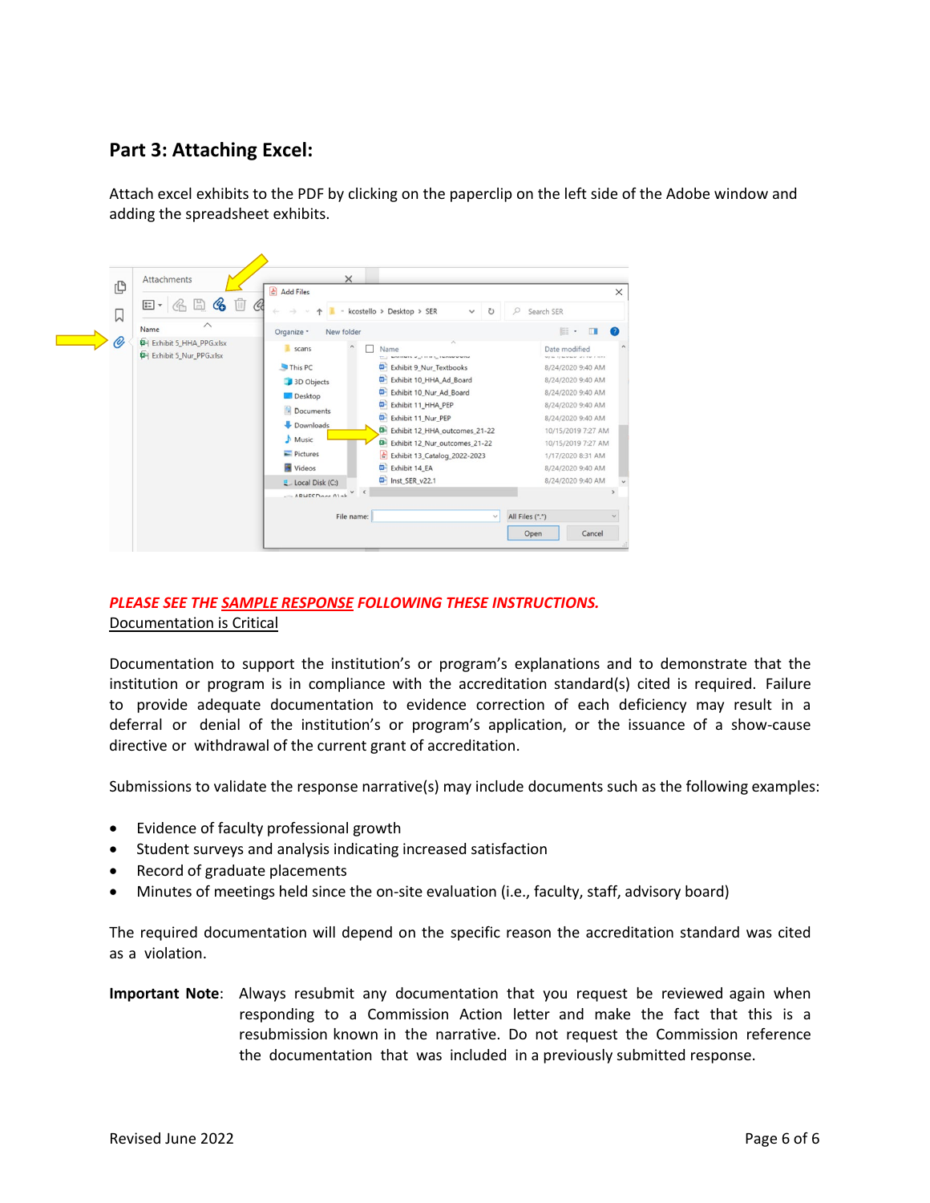## Part 3: Attaching Excel:

Attach excel exhibits to the PDF by clicking on the paperclip on the left side of the Adobe window and adding the spreadsheet exhibits.

***PLEASE SEE THE SAMPLE RESPONSE FOLLOWING THESE INSTRUCTIONS.***

Documentation is Critical

Documentation to support the institution's or program's explanations and to demonstrate that the institution or program is in compliance with the accreditation standard(s) cited is required. Failure to provide adequate documentation to evidence correction of each deficiency may result in a deferral or denial of the institution's or program's application, or the issuance of a show-cause directive or withdrawal of the current grant of accreditation.

Submissions to validate the response narrative(s) may include documents such as the following examples:

- Evidence of faculty professional growth
- Student surveys and analysis indicating increased satisfaction
- Record of graduate placements
- Minutes of meetings held since the on-site evaluation (i.e., faculty, staff, advisory board)

The required documentation will depend on the specific reason the accreditation standard was cited as a violation.

**Important Note**: Always resubmit any documentation that you request be reviewed again when responding to a Commission Action letter and make the fact that this is a resubmission known in the narrative. Do not request the Commission reference the documentation that was included in a previously submitted response.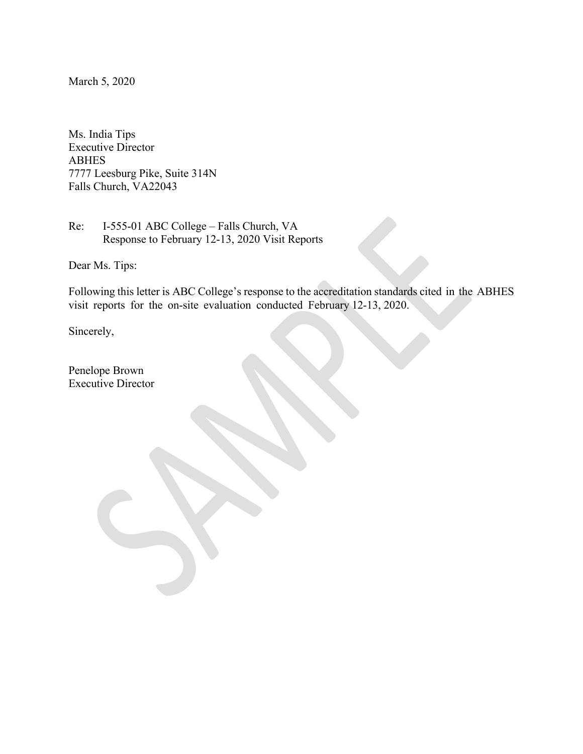March 5, 2020

Ms. India Tips
Executive Director
ABHES
7777 Leesburg Pike, Suite 314N
Falls Church, VA22043

Re: I-555-01 ABC College – Falls Church, VA
Response to February 12-13, 2020 Visit Reports

Dear Ms. Tips:

Following this letter is ABC College's response to the accreditation standards cited in the ABHES visit reports for the on-site evaluation conducted February 12-13, 2020.

Sincerely,

Penelope Brown
Executive Director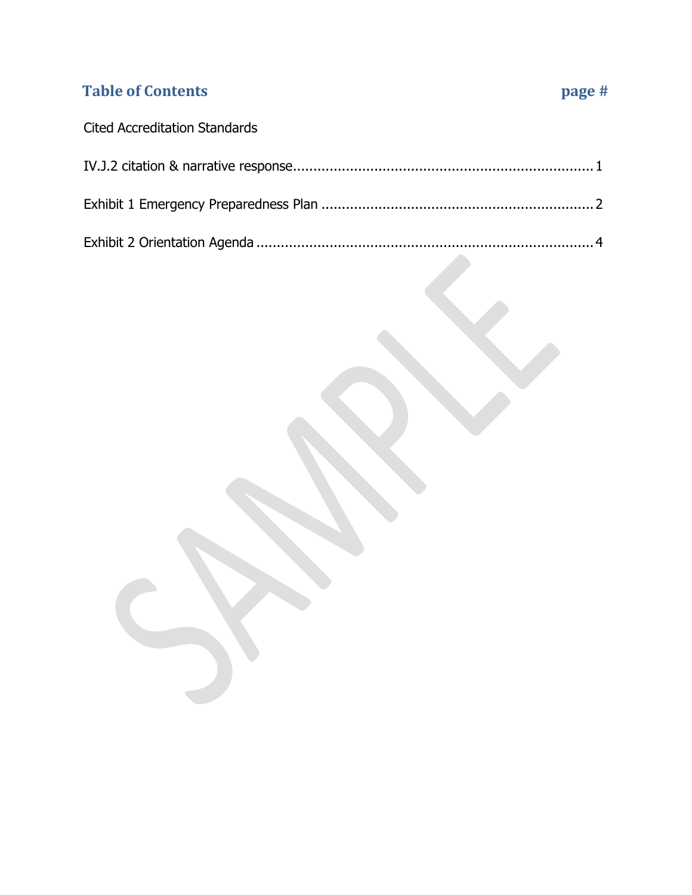## Table of Contents | page #

Cited Accreditation Standards

IV.J.2 citation & narrative response........................................................................1

Exhibit 1 Emergency Preparedness Plan ..................................................................2

Exhibit 2 Orientation Agenda ....................................................................................4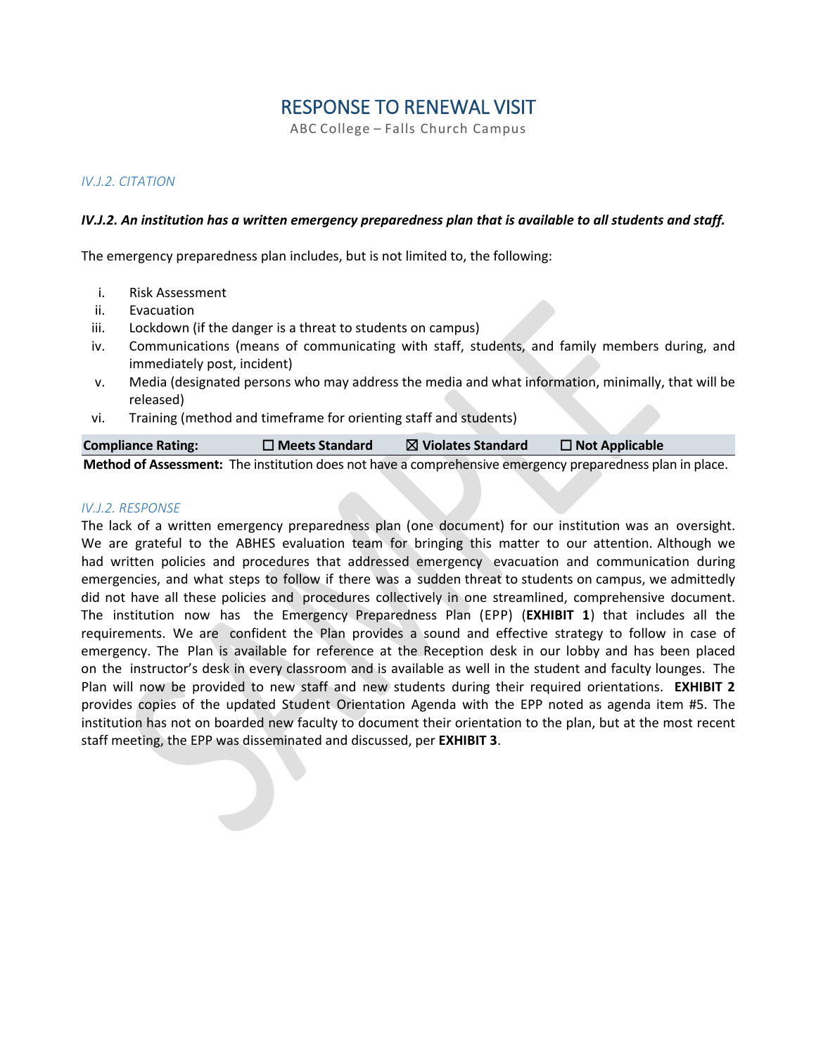# RESPONSE TO RENEWAL VISIT

ABC College – Falls Church Campus

*IV.J.2. CITATION*

***IV.J.2. An institution has a written emergency preparedness plan that is available to all students and staff.***

The emergency preparedness plan includes, but is not limited to, the following:

i. Risk Assessment
ii. Evacuation
iii. Lockdown (if the danger is a threat to students on campus)
iv. Communications (means of communicating with staff, students, and family members during, and immediately post, incident)
v. Media (designated persons who may address the media and what information, minimally, that will be released)
vi. Training (method and timeframe for orienting staff and students)

| **Compliance Rating:** | **☐ Meets Standard** | **☒ Violates Standard** | **☐ Not Applicable** |
|---|---|---|---|

**Method of Assessment:** The institution does not have a comprehensive emergency preparedness plan in place.

*IV.J.2. RESPONSE*

The lack of a written emergency preparedness plan (one document) for our institution was an oversight. We are grateful to the ABHES evaluation team for bringing this matter to our attention. Although we had written policies and procedures that addressed emergency evacuation and communication during emergencies, and what steps to follow if there was a sudden threat to students on campus, we admittedly did not have all these policies and procedures collectively in one streamlined, comprehensive document. The institution now has the Emergency Preparedness Plan (EPP) (**EXHIBIT 1**) that includes all the requirements. We are confident the Plan provides a sound and effective strategy to follow in case of emergency. The Plan is available for reference at the Reception desk in our lobby and has been placed on the instructor's desk in every classroom and is available as well in the student and faculty lounges. The Plan will now be provided to new staff and new students during their required orientations. **EXHIBIT 2** provides copies of the updated Student Orientation Agenda with the EPP noted as agenda item #5. The institution has not on boarded new faculty to document their orientation to the plan, but at the most recent staff meeting, the EPP was disseminated and discussed, per **EXHIBIT 3**.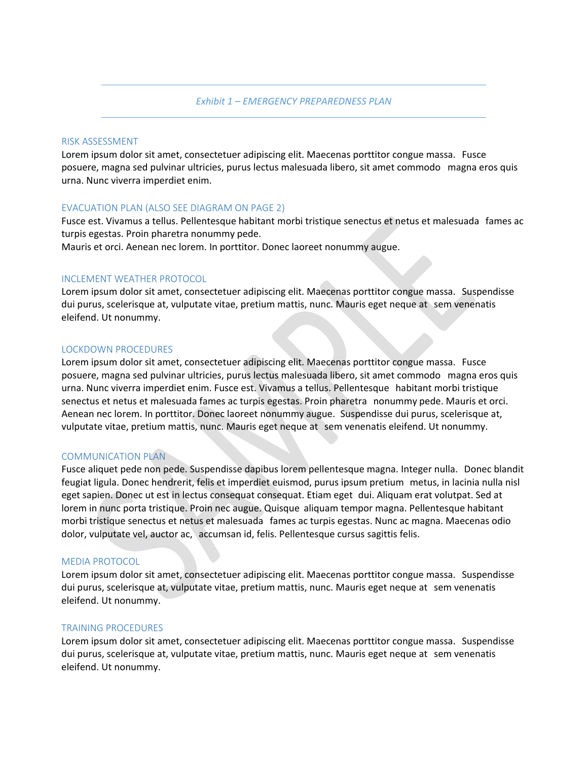*Exhibit 1 – EMERGENCY PREPAREDNESS PLAN*

## RISK ASSESSMENT

Lorem ipsum dolor sit amet, consectetuer adipiscing elit. Maecenas porttitor congue massa. Fusce posuere, magna sed pulvinar ultricies, purus lectus malesuada libero, sit amet commodo magna eros quis urna. Nunc viverra imperdiet enim.

## EVACUATION PLAN (ALSO SEE DIAGRAM ON PAGE 2)

Fusce est. Vivamus a tellus. Pellentesque habitant morbi tristique senectus et netus et malesuada fames ac turpis egestas. Proin pharetra nonummy pede.
Mauris et orci. Aenean nec lorem. In porttitor. Donec laoreet nonummy augue.

## INCLEMENT WEATHER PROTOCOL

Lorem ipsum dolor sit amet, consectetuer adipiscing elit. Maecenas porttitor congue massa. Suspendisse dui purus, scelerisque at, vulputate vitae, pretium mattis, nunc. Mauris eget neque at sem venenatis eleifend. Ut nonummy.

## LOCKDOWN PROCEDURES

Lorem ipsum dolor sit amet, consectetuer adipiscing elit. Maecenas porttitor congue massa. Fusce posuere, magna sed pulvinar ultricies, purus lectus malesuada libero, sit amet commodo magna eros quis urna. Nunc viverra imperdiet enim. Fusce est. Vivamus a tellus. Pellentesque habitant morbi tristique senectus et netus et malesuada fames ac turpis egestas. Proin pharetra nonummy pede. Mauris et orci. Aenean nec lorem. In porttitor. Donec laoreet nonummy augue. Suspendisse dui purus, scelerisque at, vulputate vitae, pretium mattis, nunc. Mauris eget neque at sem venenatis eleifend. Ut nonummy.

## COMMUNICATION PLAN

Fusce aliquet pede non pede. Suspendisse dapibus lorem pellentesque magna. Integer nulla. Donec blandit feugiat ligula. Donec hendrerit, felis et imperdiet euismod, purus ipsum pretium metus, in lacinia nulla nisl eget sapien. Donec ut est in lectus consequat consequat. Etiam eget dui. Aliquam erat volutpat. Sed at lorem in nunc porta tristique. Proin nec augue. Quisque aliquam tempor magna. Pellentesque habitant morbi tristique senectus et netus et malesuada fames ac turpis egestas. Nunc ac magna. Maecenas odio dolor, vulputate vel, auctor ac, accumsan id, felis. Pellentesque cursus sagittis felis.

## MEDIA PROTOCOL

Lorem ipsum dolor sit amet, consectetuer adipiscing elit. Maecenas porttitor congue massa. Suspendisse dui purus, scelerisque at, vulputate vitae, pretium mattis, nunc. Mauris eget neque at sem venenatis eleifend. Ut nonummy.

## TRAINING PROCEDURES

Lorem ipsum dolor sit amet, consectetuer adipiscing elit. Maecenas porttitor congue massa. Suspendisse dui purus, scelerisque at, vulputate vitae, pretium mattis, nunc. Mauris eget neque at sem venenatis eleifend. Ut nonummy.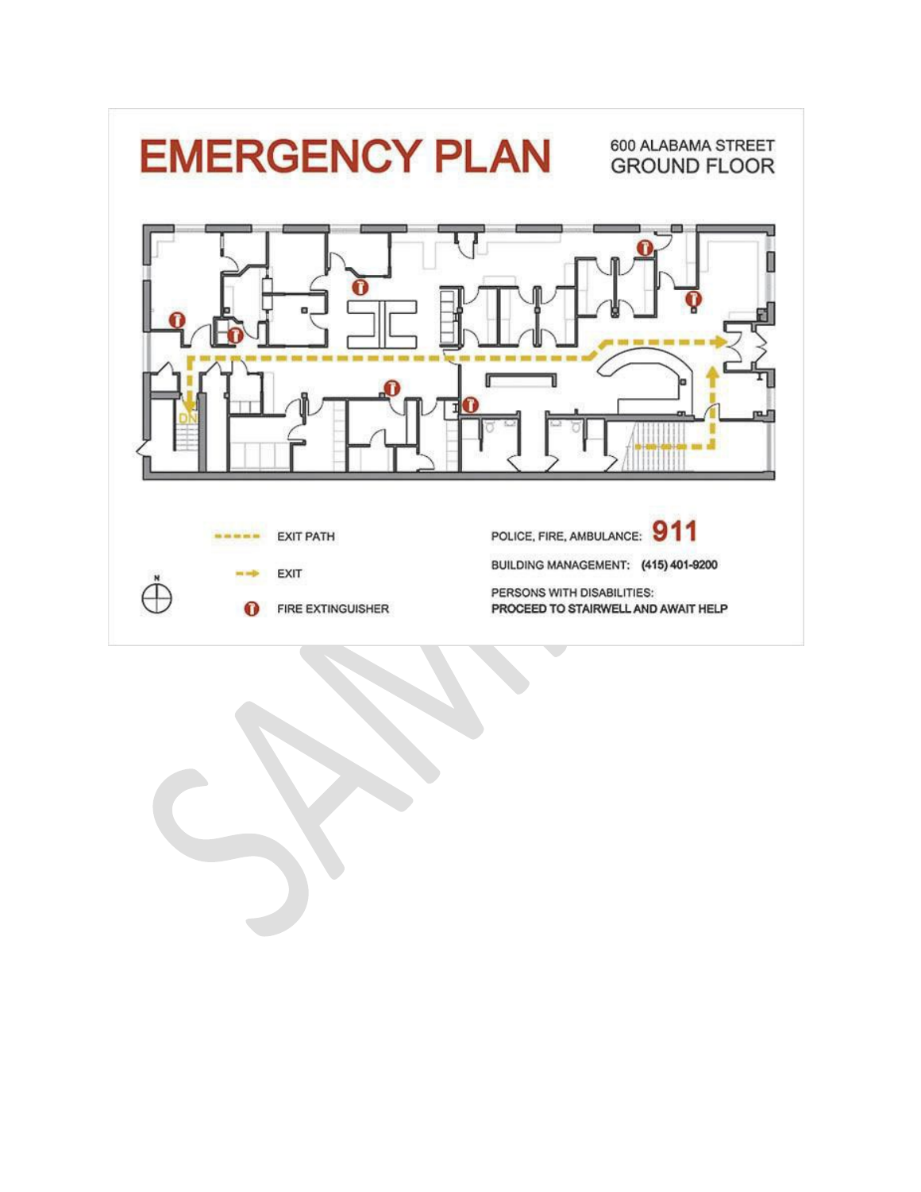# EMERGENCY PLAN

600 ALABAMA STREET
GROUND FLOOR

DN

EXIT PATH

EXIT

FIRE EXTINGUISHER

N

POLICE, FIRE, AMBULANCE: **911**

BUILDING MANAGEMENT: **(415) 401-9200**

PERSONS WITH DISABILITIES:
**PROCEED TO STAIRWELL AND AWAIT HELP**

SAMPLE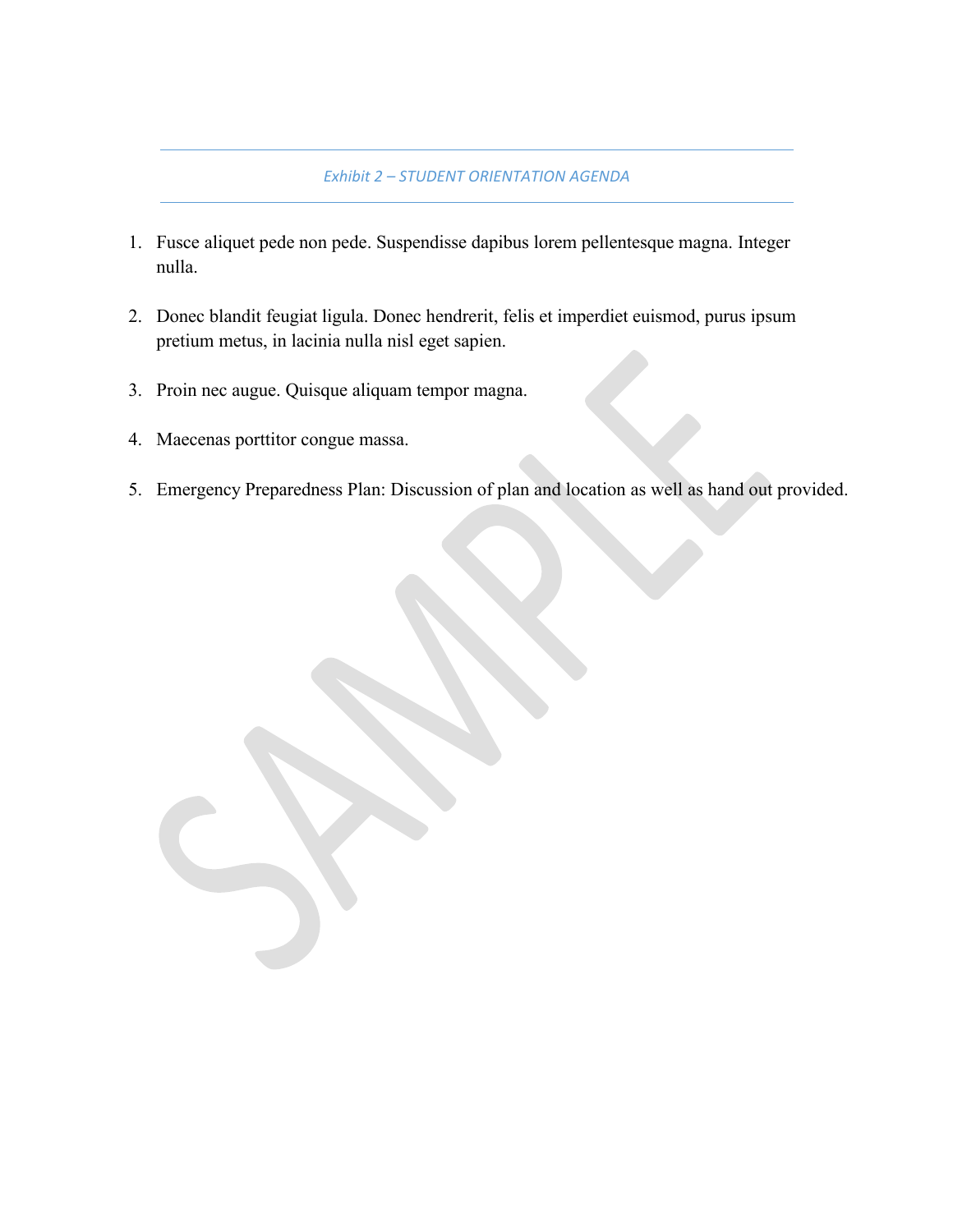*Exhibit 2 – STUDENT ORIENTATION AGENDA*

1. Fusce aliquet pede non pede. Suspendisse dapibus lorem pellentesque magna. Integer nulla.

2. Donec blandit feugiat ligula. Donec hendrerit, felis et imperdiet euismod, purus ipsum pretium metus, in lacinia nulla nisl eget sapien.

3. Proin nec augue. Quisque aliquam tempor magna.

4. Maecenas porttitor congue massa.

5. Emergency Preparedness Plan: Discussion of plan and location as well as hand out provided.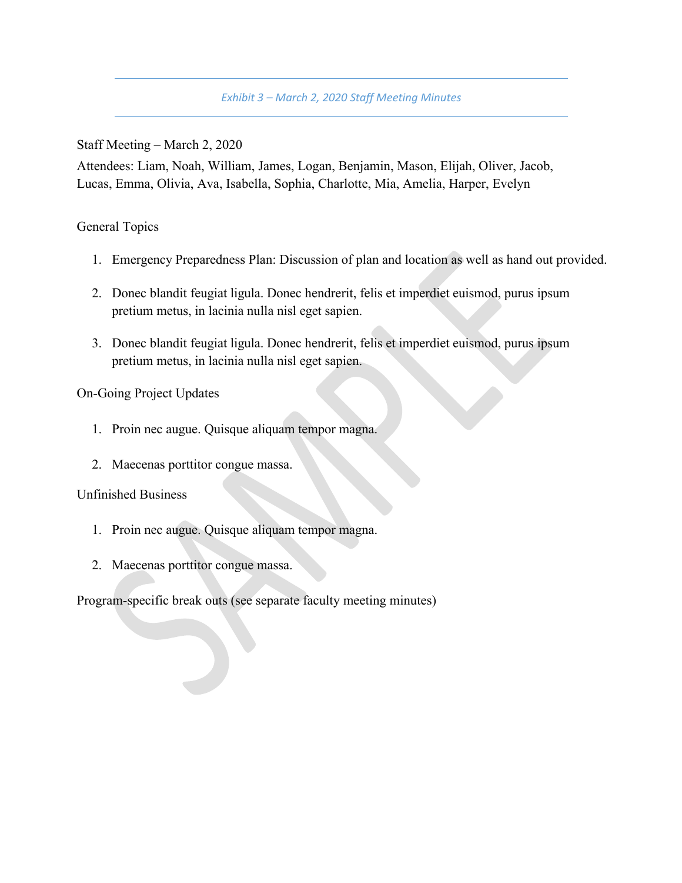*Exhibit 3 – March 2, 2020 Staff Meeting Minutes*

Staff Meeting – March 2, 2020

Attendees: Liam, Noah, William, James, Logan, Benjamin, Mason, Elijah, Oliver, Jacob, Lucas, Emma, Olivia, Ava, Isabella, Sophia, Charlotte, Mia, Amelia, Harper, Evelyn

General Topics

1. Emergency Preparedness Plan: Discussion of plan and location as well as hand out provided.
2. Donec blandit feugiat ligula. Donec hendrerit, felis et imperdiet euismod, purus ipsum pretium metus, in lacinia nulla nisl eget sapien.
3. Donec blandit feugiat ligula. Donec hendrerit, felis et imperdiet euismod, purus ipsum pretium metus, in lacinia nulla nisl eget sapien.

On-Going Project Updates

1. Proin nec augue. Quisque aliquam tempor magna.
2. Maecenas porttitor congue massa.

Unfinished Business

1. Proin nec augue. Quisque aliquam tempor magna.
2. Maecenas porttitor congue massa.

Program-specific break outs (see separate faculty meeting minutes)

SAMPLE